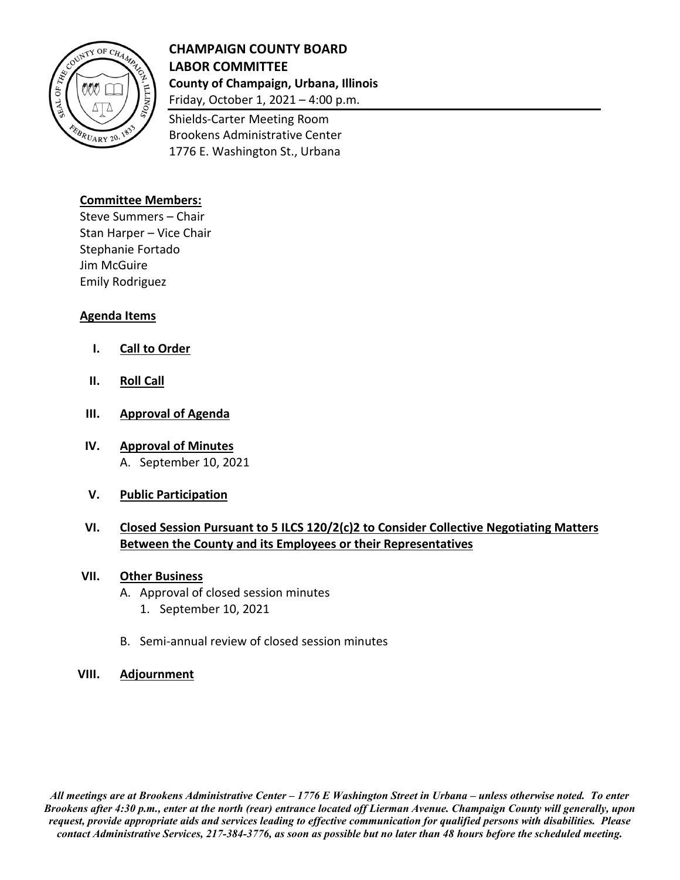# CHAMPAIGN COUNTY BOARD
# LABOR COMMITTEE

**County of Champaign, Urbana, Illinois**

Friday, October 1, 2021 – 4:00 p.m.

Shields-Carter Meeting Room
Brookens Administrative Center
1776 E. Washington St., Urbana

## Committee Members:

Steve Summers – Chair
Stan Harper – Vice Chair
Stephanie Fortado
Jim McGuire
Emily Rodriguez

## Agenda Items

I. **Call to Order**

II. **Roll Call**

III. **Approval of Agenda**

IV. **Approval of Minutes**
   A. September 10, 2021

V. **Public Participation**

VI. **Closed Session Pursuant to 5 ILCS 120/2(c)2 to Consider Collective Negotiating Matters Between the County and its Employees or their Representatives**

VII. **Other Business**
   A. Approval of closed session minutes
      1. September 10, 2021

   B. Semi-annual review of closed session minutes

VIII. **Adjournment**

***All meetings are at Brookens Administrative Center – 1776 E Washington Street in Urbana – unless otherwise noted. To enter Brookens after 4:30 p.m., enter at the north (rear) entrance located off Lierman Avenue. Champaign County will generally, upon request, provide appropriate aids and services leading to effective communication for qualified persons with disabilities. Please contact Administrative Services, 217-384-3776, as soon as possible but no later than 48 hours before the scheduled meeting.***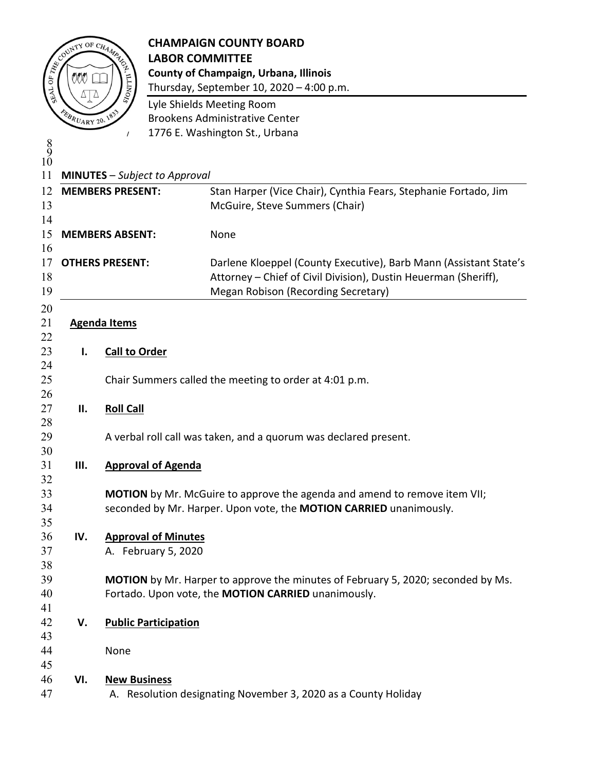# CHAMPAIGN COUNTY BOARD
## LABOR COMMITTEE

**County of Champaign, Urbana, Illinois**
Thursday, September 10, 2020 – 4:00 p.m.

Lyle Shields Meeting Room
Brookens Administrative Center
1776 E. Washington St., Urbana

**MINUTES** – *Subject to Approval*

| | |
|---|---|
| **MEMBERS PRESENT:** | Stan Harper (Vice Chair), Cynthia Fears, Stephanie Fortado, Jim McGuire, Steve Summers (Chair) |
| **MEMBERS ABSENT:** | None |
| **OTHERS PRESENT:** | Darlene Kloeppel (County Executive), Barb Mann (Assistant State's Attorney – Chief of Civil Division), Dustin Heuerman (Sheriff), Megan Robison (Recording Secretary) |

**Agenda Items**

**I. Call to Order**

Chair Summers called the meeting to order at 4:01 p.m.

**II. Roll Call**

A verbal roll call was taken, and a quorum was declared present.

**III. Approval of Agenda**

**MOTION** by Mr. McGuire to approve the agenda and amend to remove item VII; seconded by Mr. Harper. Upon vote, the **MOTION CARRIED** unanimously.

**IV. Approval of Minutes**

A. February 5, 2020

**MOTION** by Mr. Harper to approve the minutes of February 5, 2020; seconded by Ms. Fortado. Upon vote, the **MOTION CARRIED** unanimously.

**V. Public Participation**

None

**VI. New Business**

A. Resolution designating November 3, 2020 as a County Holiday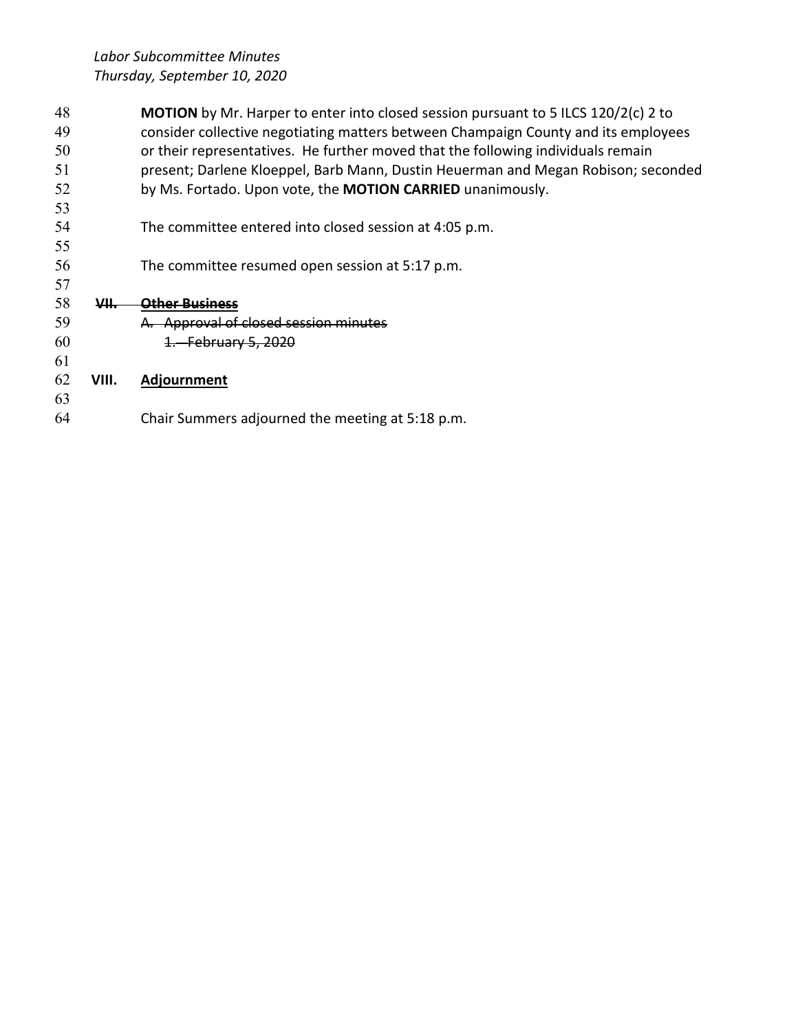**MOTION** by Mr. Harper to enter into closed session pursuant to 5 ILCS 120/2(c) 2 to consider collective negotiating matters between Champaign County and its employees or their representatives. He further moved that the following individuals remain present; Darlene Kloeppel, Barb Mann, Dustin Heuerman and Megan Robison; seconded by Ms. Fortado. Upon vote, the **MOTION CARRIED** unanimously.

The committee entered into closed session at 4:05 p.m.

The committee resumed open session at 5:17 p.m.

## ~~VII. Other Business~~

~~A. Approval of closed session minutes~~

~~1. February 5, 2020~~

## VIII. Adjournment

Chair Summers adjourned the meeting at 5:18 p.m.